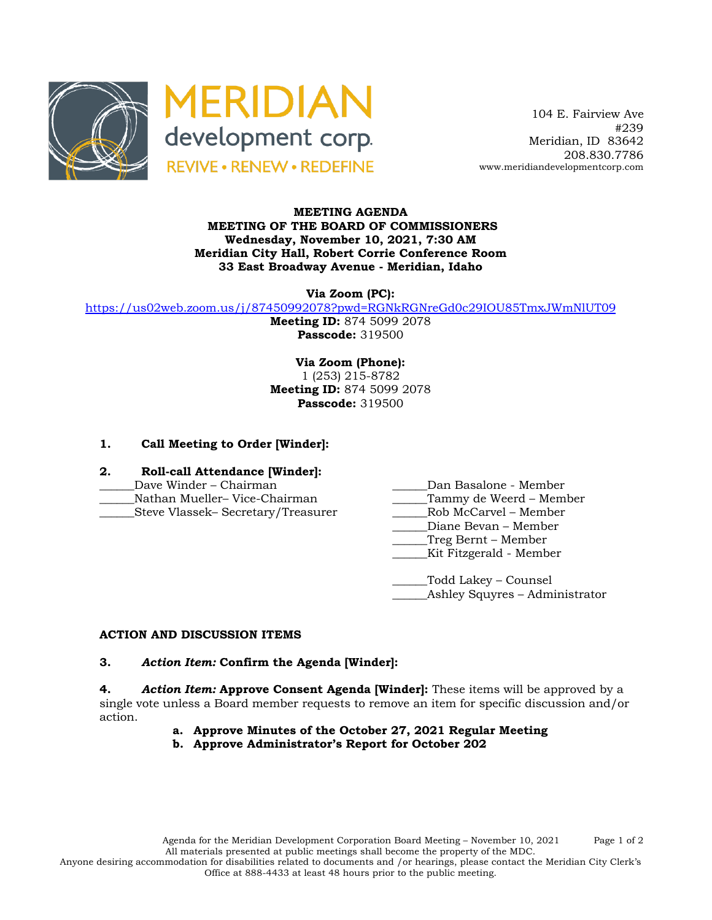MERIDIAN development corp.
REVIVE • RENEW • REDEFINE

104 E. Fairview Ave
#239
Meridian, ID 83642
208.830.7786
www.meridiandevelopmentcorp.com

**MEETING AGENDA**
**MEETING OF THE BOARD OF COMMISSIONERS**
**Wednesday, November 10, 2021, 7:30 AM**
**Meridian City Hall, Robert Corrie Conference Room**
**33 East Broadway Avenue - Meridian, Idaho**

**Via Zoom (PC):**
https://us02web.zoom.us/j/87450992078?pwd=RGNkRGNreGd0c29IOU85TmxJWmNlUT09
**Meeting ID:** 874 5099 2078
**Passcode:** 319500

**Via Zoom (Phone):**
1 (253) 215-8782
**Meeting ID:** 874 5099 2078
**Passcode:** 319500

**1. Call Meeting to Order [Winder]:**

**2. Roll-call Attendance [Winder]:**

______Dave Winder – Chairman
______Nathan Mueller– Vice-Chairman
______Steve Vlassek– Secretary/Treasurer

______Dan Basalone - Member
______Tammy de Weerd – Member
______Rob McCarvel – Member
______Diane Bevan – Member
______Treg Bernt – Member
______Kit Fitzgerald - Member

______Todd Lakey – Counsel
______Ashley Squyres – Administrator

**ACTION AND DISCUSSION ITEMS**

**3.** ***Action Item:*** **Confirm the Agenda [Winder]:**

**4.** ***Action Item:*** **Approve Consent Agenda [Winder]:** These items will be approved by a single vote unless a Board member requests to remove an item for specific discussion and/or action.

- **a. Approve Minutes of the October 27, 2021 Regular Meeting**
- **b. Approve Administrator's Report for October 202**

Agenda for the Meridian Development Corporation Board Meeting – November 10, 2021
All materials presented at public meetings shall become the property of the MDC.
Anyone desiring accommodation for disabilities related to documents and /or hearings, please contact the Meridian City Clerk's Office at 888-4433 at least 48 hours prior to the public meeting.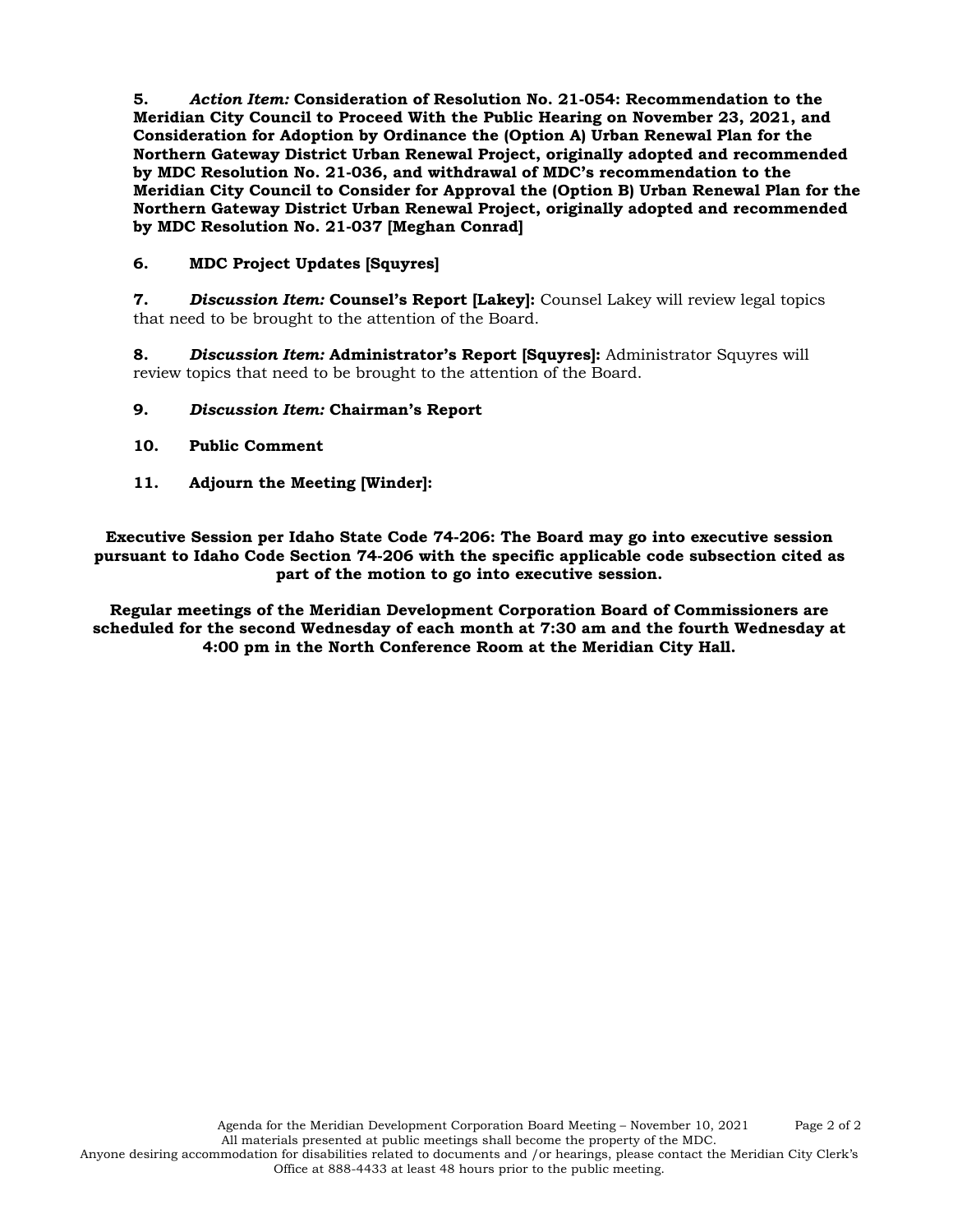**5.** ***Action Item:* Consideration of Resolution No. 21-054: Recommendation to the Meridian City Council to Proceed With the Public Hearing on November 23, 2021, and Consideration for Adoption by Ordinance the (Option A) Urban Renewal Plan for the Northern Gateway District Urban Renewal Project, originally adopted and recommended by MDC Resolution No. 21-036, and withdrawal of MDC's recommendation to the Meridian City Council to Consider for Approval the (Option B) Urban Renewal Plan for the Northern Gateway District Urban Renewal Project, originally adopted and recommended by MDC Resolution No. 21-037 [Meghan Conrad]**

**6. MDC Project Updates [Squyres]**

**7.** ***Discussion Item:* Counsel's Report [Lakey]:** Counsel Lakey will review legal topics that need to be brought to the attention of the Board.

**8.** ***Discussion Item:* Administrator's Report [Squyres]:** Administrator Squyres will review topics that need to be brought to the attention of the Board.

**9.** ***Discussion Item:* Chairman's Report**

**10. Public Comment**

**11. Adjourn the Meeting [Winder]:**

**Executive Session per Idaho State Code 74-206: The Board may go into executive session pursuant to Idaho Code Section 74-206 with the specific applicable code subsection cited as part of the motion to go into executive session.**

**Regular meetings of the Meridian Development Corporation Board of Commissioners are scheduled for the second Wednesday of each month at 7:30 am and the fourth Wednesday at 4:00 pm in the North Conference Room at the Meridian City Hall.**

Agenda for the Meridian Development Corporation Board Meeting – November 10, 2021

All materials presented at public meetings shall become the property of the MDC.

Anyone desiring accommodation for disabilities related to documents and /or hearings, please contact the Meridian City Clerk's Office at 888-4433 at least 48 hours prior to the public meeting.